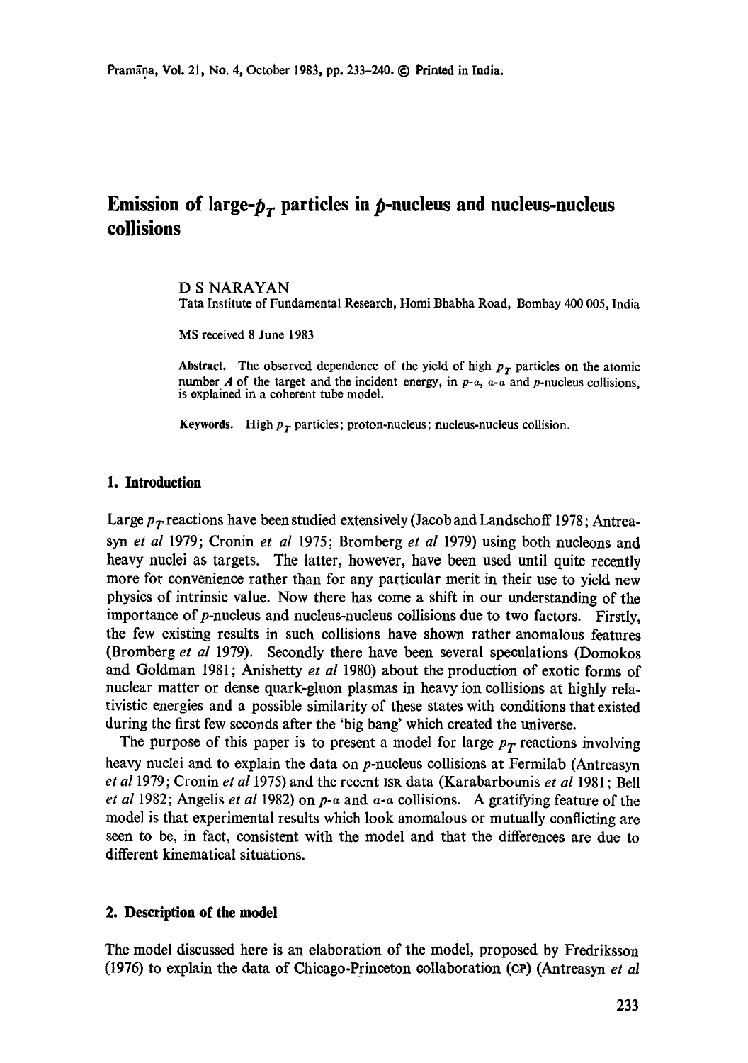# Emission of large-$p_T$ particles in $p$-nucleus and nucleus-nucleus collisions

D S NARAYAN

Tata Institute of Fundamental Research, Homi Bhabha Road, Bombay 400 005, India

MS received 8 June 1983

**Abstract.** The observed dependence of the yield of high $p_T$ particles on the atomic number $A$ of the target and the incident energy, in $p$-$\alpha$, $\alpha$-$\alpha$ and $p$-nucleus collisions, is explained in a coherent tube model.

**Keywords.** High $p_T$ particles; proton-nucleus; nucleus-nucleus collision.

## 1. Introduction

Large $p_T$ reactions have been studied extensively (Jacob and Landschoff 1978; Antreasyn *et al* 1979; Cronin *et al* 1975; Bromberg *et al* 1979) using both nucleons and heavy nuclei as targets. The latter, however, have been used until quite recently more for convenience rather than for any particular merit in their use to yield new physics of intrinsic value. Now there has come a shift in our understanding of the importance of $p$-nucleus and nucleus-nucleus collisions due to two factors. Firstly, the few existing results in such collisions have shown rather anomalous features (Bromberg *et al* 1979). Secondly there have been several speculations (Domokos and Goldman 1981; Anishetty *et al* 1980) about the production of exotic forms of nuclear matter or dense quark-gluon plasmas in heavy ion collisions at highly relativistic energies and a possible similarity of these states with conditions that existed during the first few seconds after the 'big bang' which created the universe.

The purpose of this paper is to present a model for large $p_T$ reactions involving heavy nuclei and to explain the data on $p$-nucleus collisions at Fermilab (Antreasyn *et al* 1979; Cronin *et al* 1975) and the recent ISR data (Karabarbounis *et al* 1981; Bell *et al* 1982; Angelis *et al* 1982) on $p$-$\alpha$ and $\alpha$-$\alpha$ collisions. A gratifying feature of the model is that experimental results which look anomalous or mutually conflicting are seen to be, in fact, consistent with the model and that the differences are due to different kinematical situations.

## 2. Description of the model

The model discussed here is an elaboration of the model, proposed by Fredriksson (1976) to explain the data of Chicago-Princeton collaboration (CP) (Antreasyn *et al*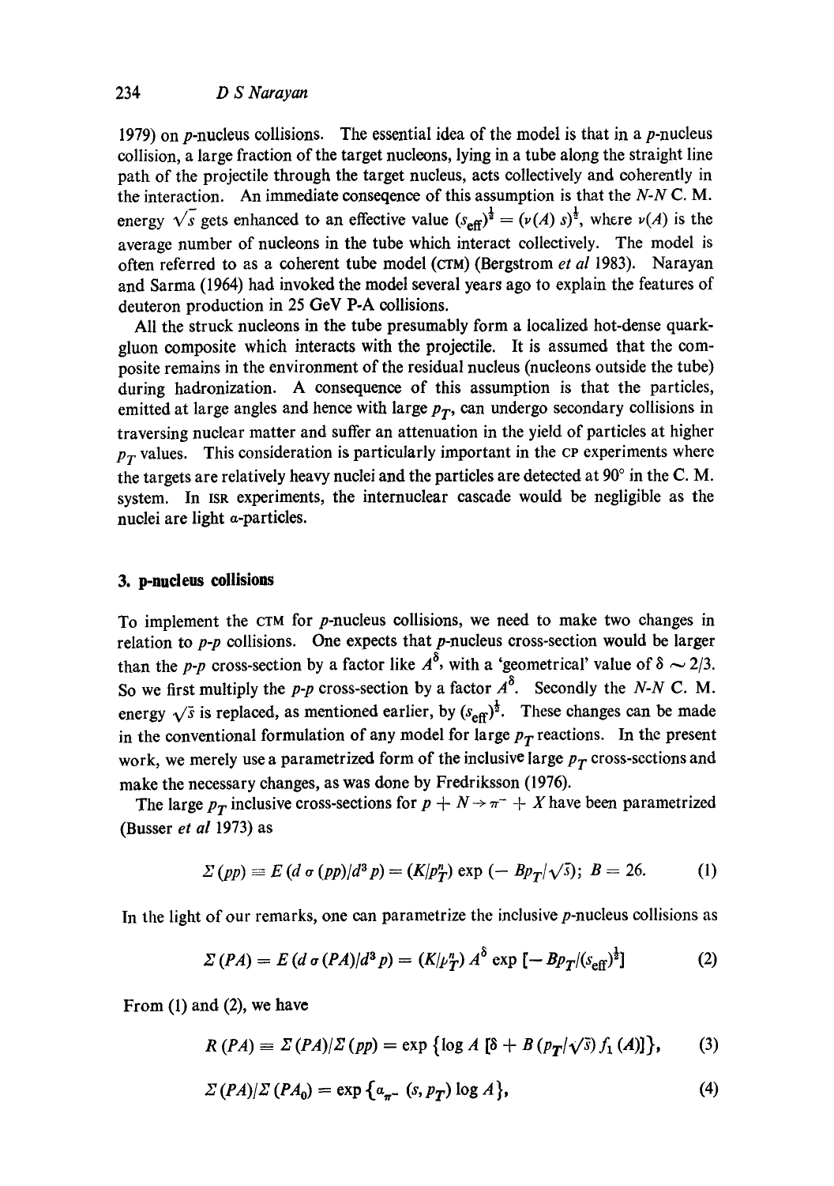1979) on $p$-nucleus collisions. The essential idea of the model is that in a $p$-nucleus collision, a large fraction of the target nucleons, lying in a tube along the straight line path of the projectile through the target nucleus, acts collectively and coherently in the interaction. An immediate conseqence of this assumption is that the $N$-$N$ C. M. energy $\sqrt{s}$ gets enhanced to an effective value $(s_{eff})^{\frac{1}{2}} = (\nu(A)\, s)^{\frac{1}{2}}$, where $\nu(A)$ is the average number of nucleons in the tube which interact collectively. The model is often referred to as a coherent tube model (CTM) (Bergstrom *et al* 1983). Narayan and Sarma (1964) had invoked the model several years ago to explain the features of deuteron production in 25 GeV P-A collisions.

All the struck nucleons in the tube presumably form a localized hot-dense quark-gluon composite which interacts with the projectile. It is assumed that the composite remains in the environment of the residual nucleus (nucleons outside the tube) during hadronization. A consequence of this assumption is that the particles, emitted at large angles and hence with large $p_T$, can undergo secondary collisions in traversing nuclear matter and suffer an attenuation in the yield of particles at higher $p_T$ values. This consideration is particularly important in the CP experiments where the targets are relatively heavy nuclei and the particles are detected at 90° in the C. M. system. In ISR experiments, the internuclear cascade would be negligible as the nuclei are light $\alpha$-particles.

## 3. p-nucleus collisions

To implement the CTM for $p$-nucleus collisions, we need to make two changes in relation to $p$-$p$ collisions. One expects that $p$-nucleus cross-section would be larger than the $p$-$p$ cross-section by a factor like $A^{\delta}$, with a 'geometrical' value of $\delta \sim 2/3$. So we first multiply the $p$-$p$ cross-section by a factor $A^{\delta}$. Secondly the $N$-$N$ C. M. energy $\sqrt{s}$ is replaced, as mentioned earlier, by $(s_{eff})^{\frac{1}{2}}$. These changes can be made in the conventional formulation of any model for large $p_T$ reactions. In the present work, we merely use a parametrized form of the inclusive large $p_T$ cross-sections and make the necessary changes, as was done by Fredriksson (1976).

The large $p_T$ inclusive cross-sections for $p + N \rightarrow \pi^- + X$ have been parametrized (Busser *et al* 1973) as

$$\Sigma(pp) \equiv E\,(d\,\sigma(pp)/d^3 p) = (K/p_T^n) \exp(-Bp_T/\sqrt{s});\; B = 26. \tag{1}$$

In the light of our remarks, one can parametrize the inclusive $p$-nucleus collisions as

$$\Sigma(PA) = E\,(d\,\sigma(PA)/d^3 p) = (K/p_T^n)\, A^{\delta} \exp[-Bp_T/(s_{eff})^{\frac{1}{2}}] \tag{2}$$

From (1) and (2), we have

$$R(PA) \equiv \Sigma(PA)/\Sigma(pp) = \exp\{\log A\,[\delta + B\,(p_T/\sqrt{s})\, f_1(A)]\}, \tag{3}$$

$$\Sigma(PA)/\Sigma(PA_0) = \exp\{\alpha_{\pi^-}(s, p_T) \log A\}, \tag{4}$$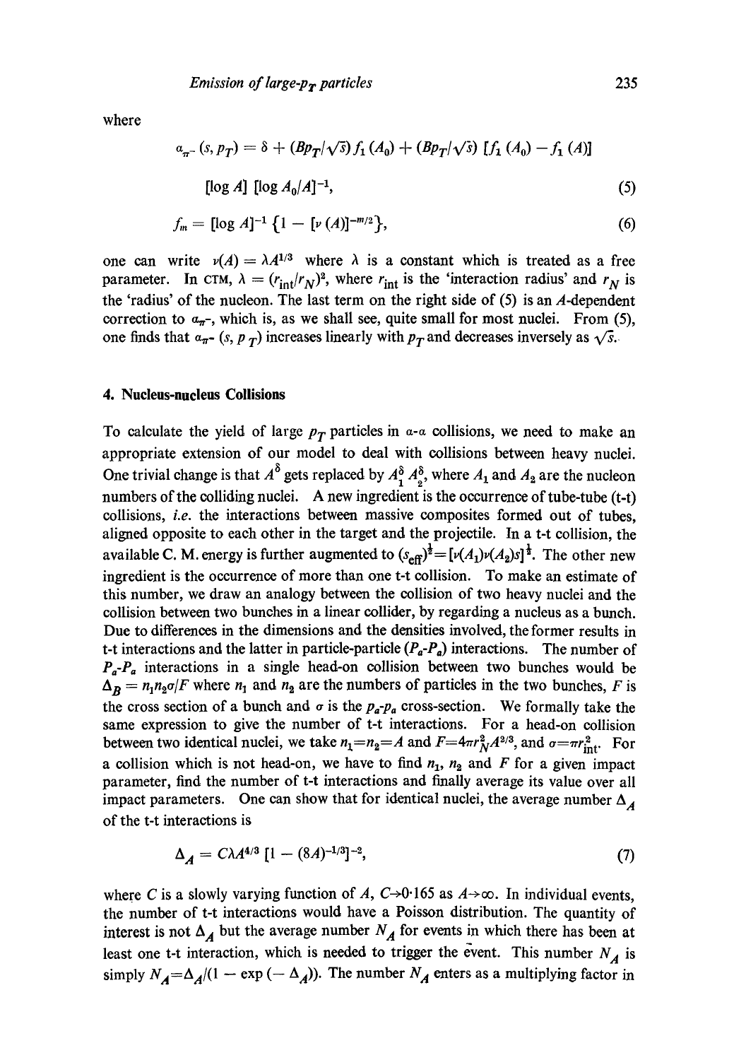where

$$\alpha_{\pi^-}(s, p_T) = \delta + (Bp_T/\sqrt{s})\, f_1(A_0) + (Bp_T/\sqrt{s})\, [f_1(A_0) - f_1(A)]$$

$$[\log A]\,[\log A_0/A]^{-1}, \tag{5}$$

$$f_m = [\log A]^{-1}\left\{1 - [\nu(A)]^{-m/2}\right\}, \tag{6}$$

one can write $\nu(A) = \lambda A^{1/3}$ where $\lambda$ is a constant which is treated as a free parameter. In CTM, $\lambda = (r_{\text{int}}/r_N)^2$, where $r_{\text{int}}$ is the 'interaction radius' and $r_N$ is the 'radius' of the nucleon. The last term on the right side of (5) is an $A$-dependent correction to $\alpha_{\pi^-}$, which is, as we shall see, quite small for most nuclei. From (5), one finds that $\alpha_{\pi^-}(s, p_T)$ increases linearly with $p_T$ and decreases inversely as $\sqrt{s}$.

## 4. Nucleus-nucleus Collisions

To calculate the yield of large $p_T$ particles in $\alpha$-$\alpha$ collisions, we need to make an appropriate extension of our model to deal with collisions between heavy nuclei. One trivial change is that $A^\delta$ gets replaced by $A_1^\delta A_2^\delta$, where $A_1$ and $A_2$ are the nucleon numbers of the colliding nuclei. A new ingredient is the occurrence of tube-tube (t-t) collisions, *i.e.* the interactions between massive composites formed out of tubes, aligned opposite to each other in the target and the projectile. In a t-t collision, the available C. M. energy is further augmented to $(s_{\text{eff}})^{\frac{1}{2}} = [\nu(A_1)\nu(A_2)s]^{\frac{1}{2}}$. The other new ingredient is the occurrence of more than one t-t collision. To make an estimate of this number, we draw an analogy between the collision of two heavy nuclei and the collision between two bunches in a linear collider, by regarding a nucleus as a bunch. Due to differences in the dimensions and the densities involved, the former results in t-t interactions and the latter in particle-particle ($P_a$-$P_a$) interactions. The number of $P_a$-$P_a$ interactions in a single head-on collision between two bunches would be $\Delta_B = n_1 n_2 \sigma/F$ where $n_1$ and $n_2$ are the numbers of particles in the two bunches, $F$ is the cross section of a bunch and $\sigma$ is the $p_a$-$p_a$ cross-section. We formally take the same expression to give the number of t-t interactions. For a head-on collision between two identical nuclei, we take $n_1 = n_2 = A$ and $F = 4\pi r_N^2 A^{2/3}$, and $\sigma = \pi r_{\text{int}}^2$. For a collision which is not head-on, we have to find $n_1$, $n_2$ and $F$ for a given impact parameter, find the number of t-t interactions and finally average its value over all impact parameters. One can show that for identical nuclei, the average number $\Delta_A$ of the t-t interactions is

$$\Delta_A = C\lambda A^{4/3}\,[1 - (8A)^{-1/3}]^{-2}, \tag{7}$$

where $C$ is a slowly varying function of $A$, $C \to 0{\cdot}165$ as $A \to \infty$. In individual events, the number of t-t interactions would have a Poisson distribution. The quantity of interest is not $\Delta_A$ but the average number $N_A$ for events in which there has been at least one t-t interaction, which is needed to trigger the event. This number $N_A$ is simply $N_A = \Delta_A/(1 - \exp(-\Delta_A))$. The number $N_A$ enters as a multiplying factor in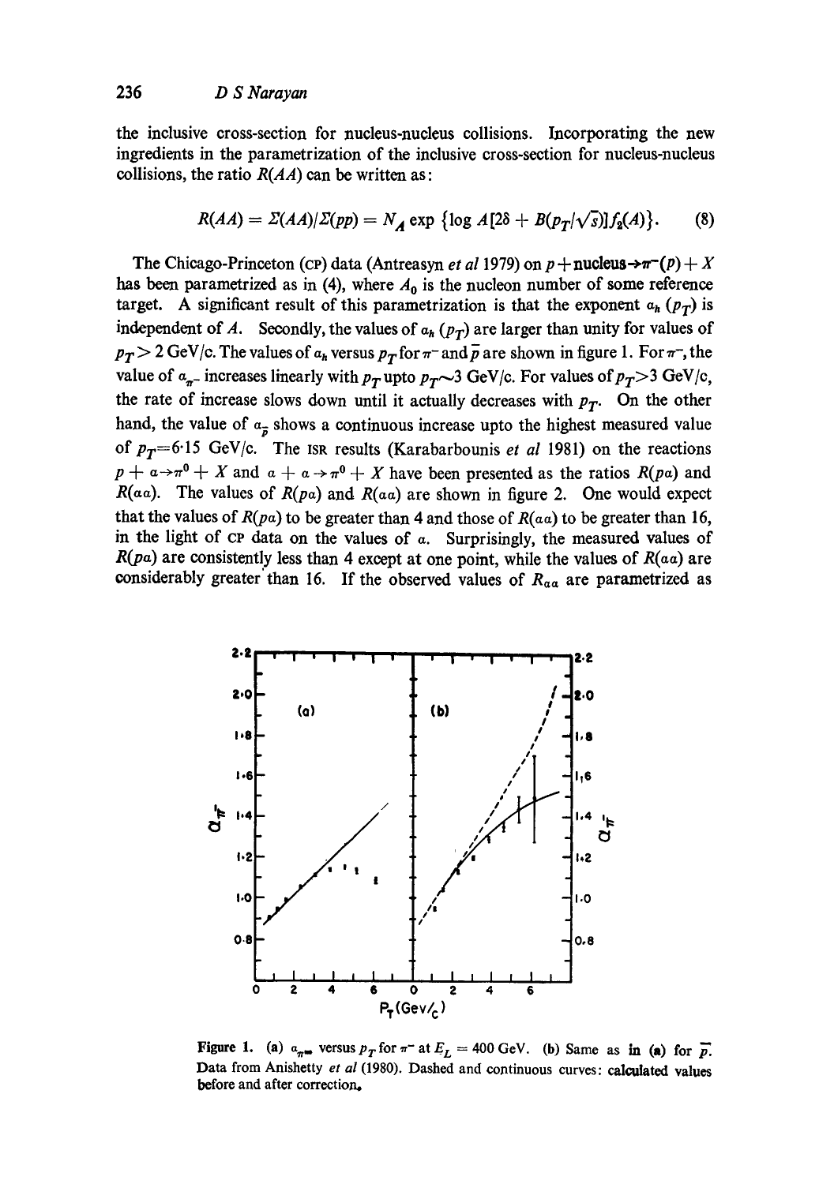the inclusive cross-section for nucleus-nucleus collisions. Incorporating the new ingredients in the parametrization of the inclusive cross-section for nucleus-nucleus collisions, the ratio $R(AA)$ can be written as:

$$R(AA) = \Sigma(AA)/\Sigma(pp) = N_A \exp\{\log A[2\delta + B(p_T/\sqrt{s})]f_2(A)\}. \quad (8)$$

The Chicago-Princeton (CP) data (Antreasyn *et al* 1979) on $p + \text{nucleus} \rightarrow \pi^-(\bar{p}) + X$ has been parametrized as in (4), where $A_0$ is the nucleon number of some reference target. A significant result of this parametrization is that the exponent $\alpha_h(p_T)$ is independent of $A$. Secondly, the values of $\alpha_h(p_T)$ are larger than unity for values of $p_T > 2$ GeV/c. The values of $\alpha_h$ versus $p_T$ for $\pi^-$ and $\bar{p}$ are shown in figure 1. For $\pi^-$, the value of $\alpha_{\pi^-}$ increases linearly with $p_T$ upto $p_T \sim 3$ GeV/c. For values of $p_T > 3$ GeV/c, the rate of increase slows down until it actually decreases with $p_T$. On the other hand, the value of $\alpha_{\bar{p}}$ shows a continuous increase upto the highest measured value of $p_T = 6{\cdot}15$ GeV/c. The ISR results (Karabarbounis *et al* 1981) on the reactions $p + \alpha \rightarrow \pi^0 + X$ and $\alpha + \alpha \rightarrow \pi^0 + X$ have been presented as the ratios $R(p\alpha)$ and $R(\alpha\alpha)$. The values of $R(p\alpha)$ and $R(\alpha\alpha)$ are shown in figure 2. One would expect that the values of $R(p\alpha)$ to be greater than 4 and those of $R(\alpha\alpha)$ to be greater than 16, in the light of CP data on the values of $\alpha$. Surprisingly, the measured values of $R(p\alpha)$ are consistently less than 4 except at one point, while the values of $R(\alpha\alpha)$ are considerably greater than 16. If the observed values of $R_{\alpha\alpha}$ are parametrized as

**Figure 1.** (a) $\alpha_{\pi^-}$ versus $p_T$ for $\pi^-$ at $E_L = 400$ GeV. (b) Same as in (a) for $\bar{p}$. Data from Anishetty *et al* (1980). Dashed and continuous curves: calculated values before and after correction.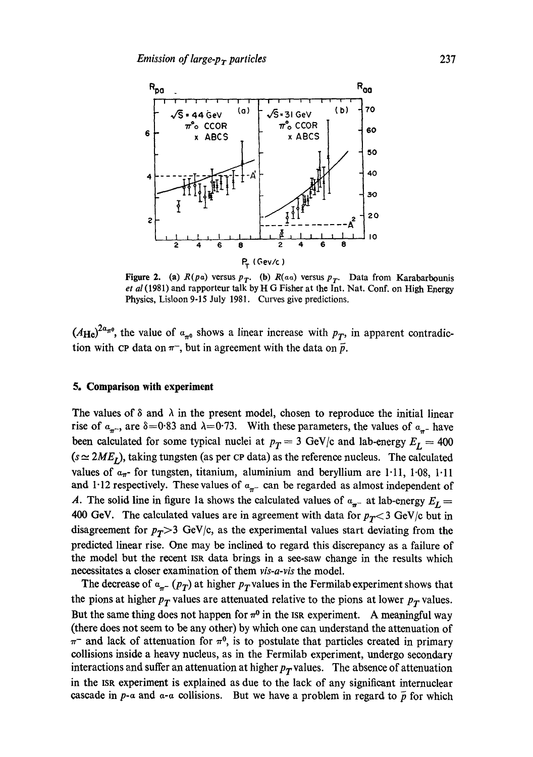Figure 2. (a) $R(p\alpha)$ versus $p_T$. (b) $R(\alpha\alpha)$ versus $p_T$. Data from Karabarbounis *et al* (1981) and rapporteur talk by H G Fisher at the Int. Nat. Conf. on High Energy Physics, Lisloon 9-15 July 1981. Curves give predictions.

$(A_{He})^{2\alpha_{\pi^0}}$, the value of $\alpha_{\pi^0}$ shows a linear increase with $p_T$, in apparent contradiction with CP data on $\pi^-$, but in agreement with the data on $\bar{p}$.

## 5. Comparison with experiment

The values of $\delta$ and $\lambda$ in the present model, chosen to reproduce the initial linear rise of $\alpha_{\pi^-}$, are $\delta=0{\cdot}83$ and $\lambda=0{\cdot}73$. With these parameters, the values of $\alpha_{\pi^-}$ have been calculated for some typical nuclei at $p_T = 3$ GeV/c and lab-energy $E_L = 400$ ($s \simeq 2ME_L$), taking tungsten (as per CP data) as the reference nucleus. The calculated values of $\alpha_{\pi^-}$ for tungsten, titanium, aluminium and beryllium are 1·11, 1·08, 1·11 and 1·12 respectively. These values of $\alpha_{\pi^-}$ can be regarded as almost independent of $A$. The solid line in figure 1a shows the calculated values of $\alpha_{\pi^-}$ at lab-energy $E_L =$ 400 GeV. The calculated values are in agreement with data for $p_T < 3$ GeV/c but in disagreement for $p_T > 3$ GeV/c, as the experimental values start deviating from the predicted linear rise. One may be inclined to regard this discrepancy as a failure of the model but the recent ISR data brings in a see-saw change in the results which necessitates a closer examination of them *vis-a-vis* the model.

The decrease of $\alpha_{\pi^-}(p_T)$ at higher $p_T$ values in the Fermilab experiment shows that the pions at higher $p_T$ values are attenuated relative to the pions at lower $p_T$ values. But the same thing does not happen for $\pi^0$ in the ISR experiment. A meaningful way (there does not seem to be any other) by which one can understand the attenuation of $\pi^-$ and lack of attenuation for $\pi^0$, is to postulate that particles created in primary collisions inside a heavy nucleus, as in the Fermilab experiment, undergo secondary interactions and suffer an attenuation at higher $p_T$ values. The absence of attenuation in the ISR experiment is explained as due to the lack of any significant internuclear cascade in $p$-$\alpha$ and $\alpha$-$\alpha$ collisions. But we have a problem in regard to $\bar{p}$ for which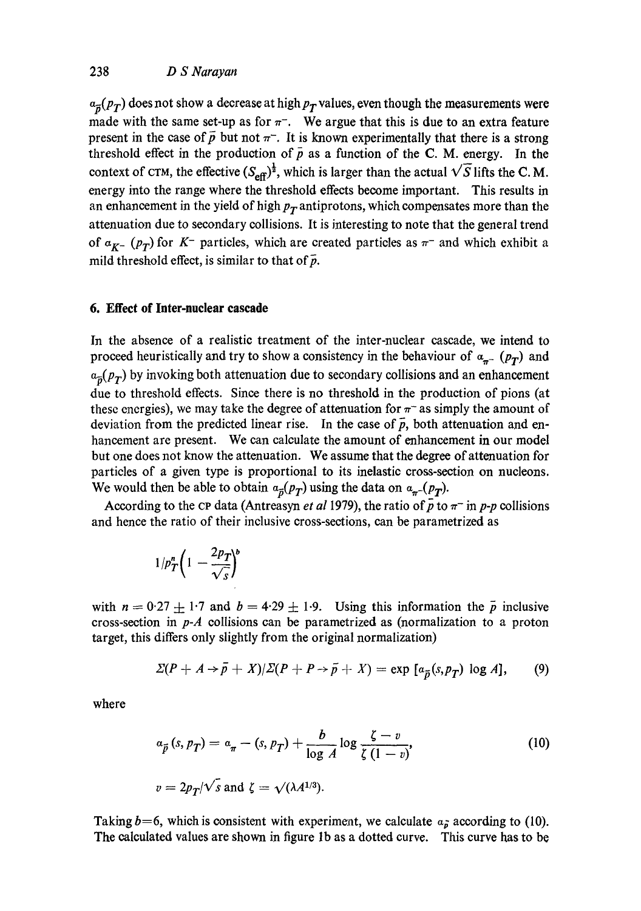$\alpha_{\bar{p}}(p_T)$ does not show a decrease at high $p_T$ values, even though the measurements were made with the same set-up as for $\pi^-$. We argue that this is due to an extra feature present in the case of $\bar{p}$ but not $\pi^-$. It is known experimentally that there is a strong threshold effect in the production of $\bar{p}$ as a function of the C. M. energy. In the context of CTM, the effective $(S_{\text{eff}})^{\frac{1}{2}}$, which is larger than the actual $\sqrt{S}$ lifts the C. M. energy into the range where the threshold effects become important. This results in an enhancement in the yield of high $p_T$ antiprotons, which compensates more than the attenuation due to secondary collisions. It is interesting to note that the general trend of $\alpha_{K^-}(p_T)$ for $K^-$ particles, which are created particles as $\pi^-$ and which exhibit a mild threshold effect, is similar to that of $\bar{p}$.

## 6. Effect of Inter-nuclear cascade

In the absence of a realistic treatment of the inter-nuclear cascade, we intend to proceed heuristically and try to show a consistency in the behaviour of $\alpha_{\pi^-}(p_T)$ and $\alpha_{\bar{p}}(p_T)$ by invoking both attenuation due to secondary collisions and an enhancement due to threshold effects. Since there is no threshold in the production of pions (at these energies), we may take the degree of attenuation for $\pi^-$ as simply the amount of deviation from the predicted linear rise. In the case of $\bar{p}$, both attenuation and enhancement are present. We can calculate the amount of enhancement in our model but one does not know the attenuation. We assume that the degree of attenuation for particles of a given type is proportional to its inelastic cross-section on nucleons. We would then be able to obtain $\alpha_{\bar{p}}(p_T)$ using the data on $\alpha_{\pi^-}(p_T)$.

According to the CP data (Antreasyn *et al* 1979), the ratio of $\bar{p}$ to $\pi^-$ in $p$-$p$ collisions and hence the ratio of their inclusive cross-sections, can be parametrized as

$$1/p_T^n\left(1-\frac{2p_T}{\sqrt{s}}\right)^b$$

with $n = 0{\cdot}27 \pm 1{\cdot}7$ and $b = 4{\cdot}29 \pm 1{\cdot}9$. Using this information the $\bar{p}$ inclusive cross-section in $p$-$A$ collisions can be parametrized as (normalization to a proton target, this differs only slightly from the original normalization)

$$\Sigma(P+A\rightarrow\bar{p}+X)/\Sigma(P+P\rightarrow\bar{p}+X)=\exp\left[\alpha_{\bar{p}}(s,p_T)\log A\right],\tag{9}$$

where

$$\alpha_{\bar{p}}(s,p_T)=\alpha_{\pi^-}(s,p_T)+\frac{b}{\log A}\log\frac{\zeta-v}{\zeta(1-v)},\tag{10}$$

$$v=2p_T/\sqrt{s}\ \text{and}\ \zeta=\sqrt{(\lambda A^{1/3})}.$$

Taking $b=6$, which is consistent with experiment, we calculate $\alpha_{\bar{p}}$ according to (10). The calculated values are shown in figure 1b as a dotted curve. This curve has to be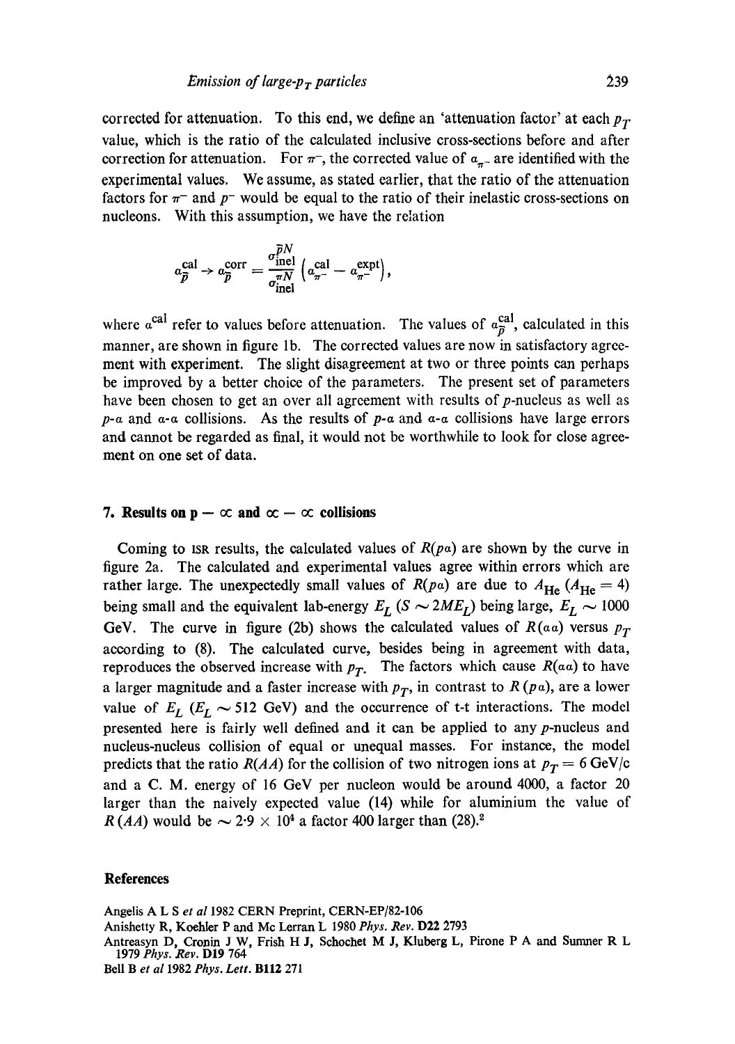corrected for attenuation. To this end, we define an 'attenuation factor' at each $p_T$ value, which is the ratio of the calculated inclusive cross-sections before and after correction for attenuation. For $\pi^-$, the corrected value of $\alpha_{\pi^-}$ are identified with the experimental values. We assume, as stated earlier, that the ratio of the attenuation factors for $\pi^-$ and $p^-$ would be equal to the ratio of their inelastic cross-sections on nucleons. With this assumption, we have the relation

$$\alpha_{\bar{p}}^{\text{cal}} \rightarrow \alpha_{\bar{p}}^{\text{corr}} = \frac{\sigma_{\text{inel}}^{\bar{p}N}}{\sigma_{\text{inel}}^{\pi N}} \left( \alpha_{\pi^-}^{\text{cal}} - \alpha_{\pi^-}^{\text{expt}} \right),$$

where $\alpha^{\text{cal}}$ refer to values before attenuation. The values of $\alpha_{\bar{p}}^{\text{cal}}$, calculated in this manner, are shown in figure 1b. The corrected values are now in satisfactory agreement with experiment. The slight disagreement at two or three points can perhaps be improved by a better choice of the parameters. The present set of parameters have been chosen to get an over all agreement with results of $p$-nucleus as well as $p$-$\alpha$ and $\alpha$-$\alpha$ collisions. As the results of $p$-$\alpha$ and $\alpha$-$\alpha$ collisions have large errors and cannot be regarded as final, it would not be worthwhile to look for close agreement on one set of data.

## 7. Results on $p - \alpha$ and $\alpha - \alpha$ collisions

Coming to ISR results, the calculated values of $R(p\alpha)$ are shown by the curve in figure 2a. The calculated and experimental values agree within errors which are rather large. The unexpectedly small values of $R(p\alpha)$ are due to $A_{\text{He}}$ ($A_{\text{He}} = 4$) being small and the equivalent lab-energy $E_L$ ($S \sim 2ME_L$) being large, $E_L \sim 1000$ GeV. The curve in figure (2b) shows the calculated values of $R(\alpha\alpha)$ versus $p_T$ according to (8). The calculated curve, besides being in agreement with data, reproduces the observed increase with $p_T$. The factors which cause $R(\alpha\alpha)$ to have a larger magnitude and a faster increase with $p_T$, in contrast to $R(p\alpha)$, are a lower value of $E_L$ ($E_L \sim 512$ GeV) and the occurrence of t-t interactions. The model presented here is fairly well defined and it can be applied to any $p$-nucleus and nucleus-nucleus collision of equal or unequal masses. For instance, the model predicts that the ratio $R(AA)$ for the collision of two nitrogen ions at $p_T = 6$ GeV/c and a C. M. energy of 16 GeV per nucleon would be around 4000, a factor 20 larger than the naively expected value (14) while for aluminium the value of $R(AA)$ would be $\sim 2{\cdot}9 \times 10^4$ a factor 400 larger than $(28)^2$.

## References

Angelis A L S *et al* 1982 CERN Preprint, CERN-EP/82-106

Anishetty R, Koehler P and Mc Lerran L 1980 *Phys. Rev.* **D22** 2793

Antreasyn D, Cronin J W, Frish H J, Schochet M J, Kluberg L, Pirone P A and Sumner R L 1979 *Phys. Rev.* **D19** 764

Bell B *et al* 1982 *Phys. Lett.* **B112** 271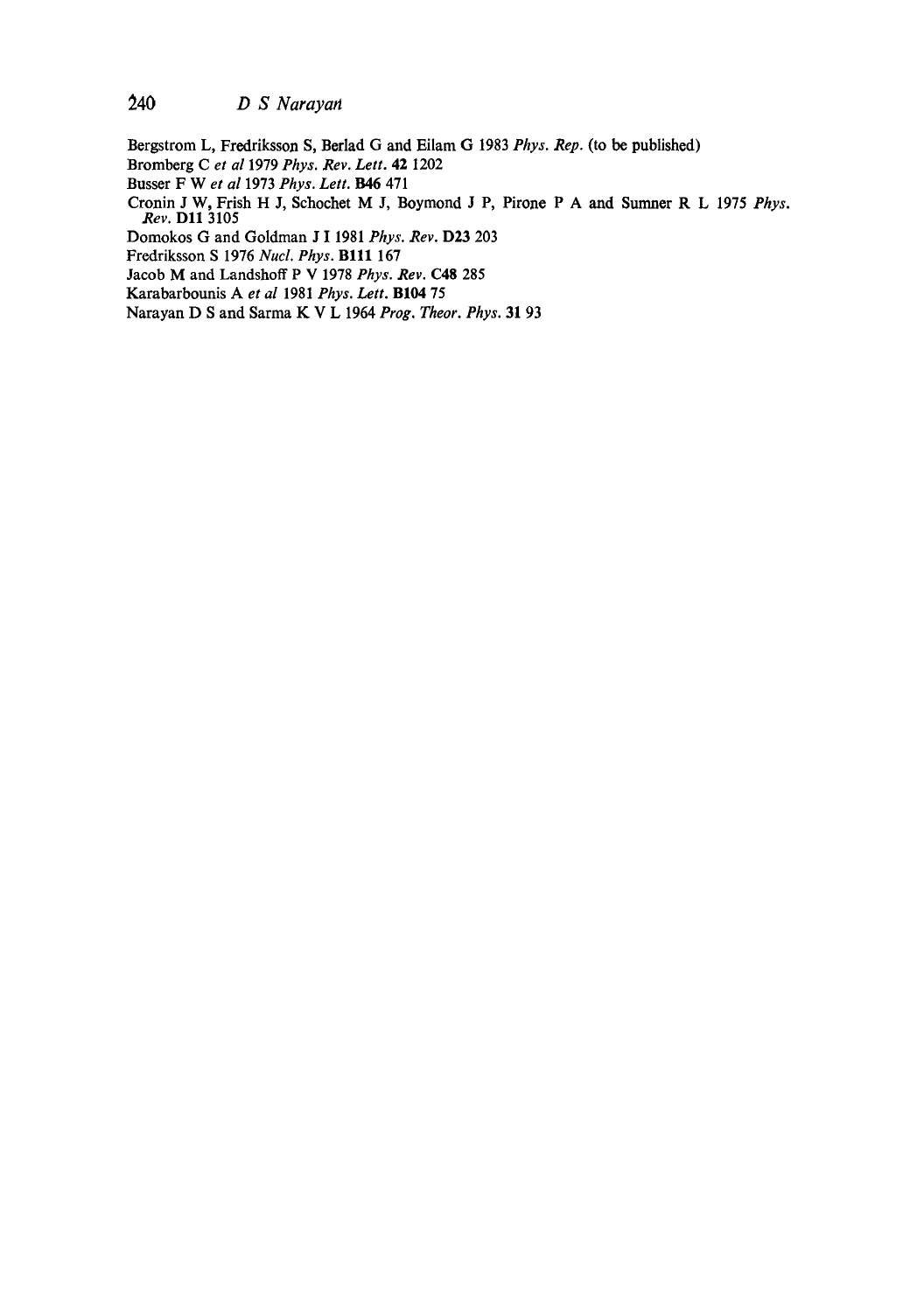Bergstrom L, Fredriksson S, Berlad G and Eilam G 1983 *Phys. Rep.* (to be published)

Bromberg C *et al* 1979 *Phys. Rev. Lett.* **42** 1202

Busser F W *et al* 1973 *Phys. Lett.* **B46** 471

Cronin J W, Frish H J, Schochet M J, Boymond J P, Pirone P A and Sumner R L 1975 *Phys. Rev.* **D11** 3105

Domokos G and Goldman J I 1981 *Phys. Rev.* **D23** 203

Fredriksson S 1976 *Nucl. Phys.* **B111** 167

Jacob M and Landshoff P V 1978 *Phys. Rev.* **C48** 285

Karabarbounis A *et al* 1981 *Phys. Lett.* **B104** 75

Narayan D S and Sarma K V L 1964 *Prog. Theor. Phys.* **31** 93